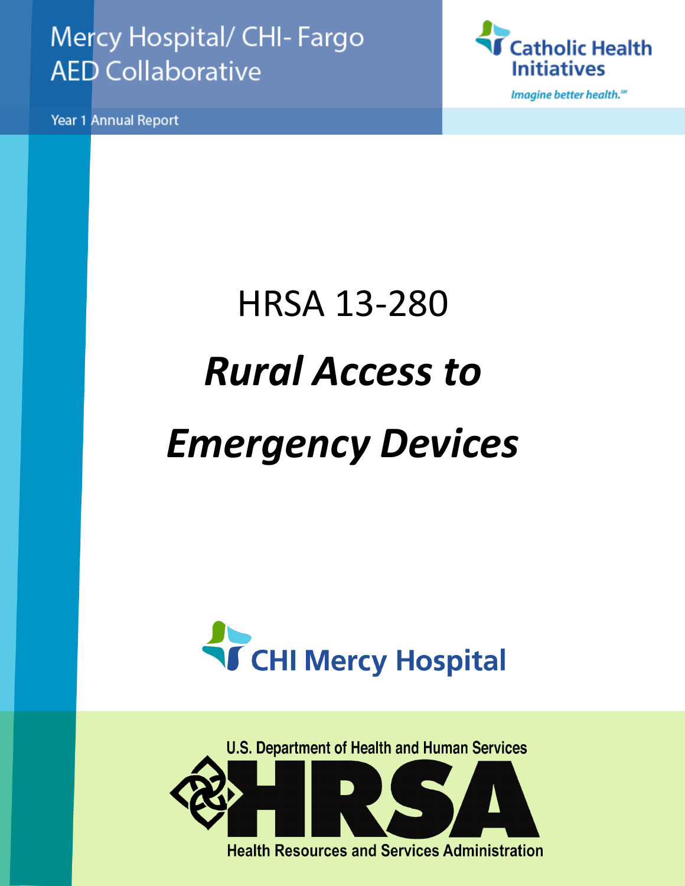Mercy Hospital/ CHI- Fargo AED Collaborative

Year 1 Annual Report

Catholic Health Initiatives

*Imagine better health.*℠

# HRSA 13-280

# *Rural Access to Emergency Devices*

CHI Mercy Hospital

U.S. Department of Health and Human Services

HRSA

Health Resources and Services Administration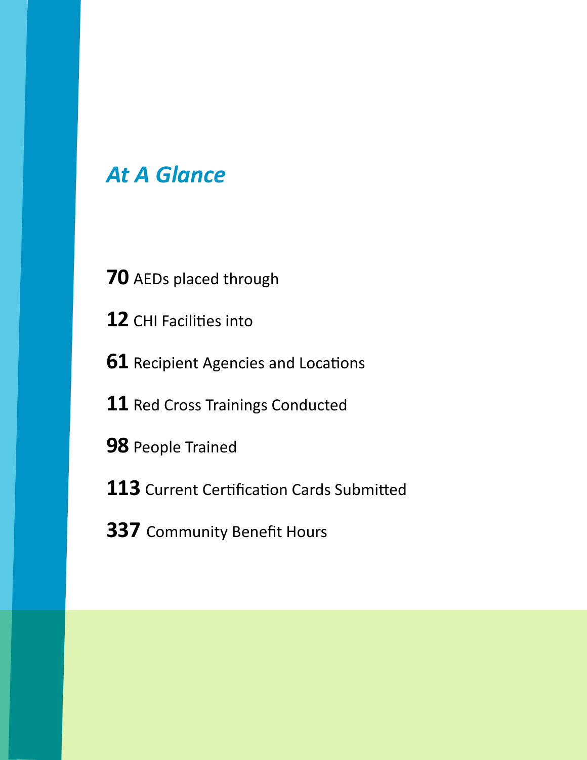## *At A Glance*

**70** AEDs placed through

**12** CHI Facilities into

**61** Recipient Agencies and Locations

**11** Red Cross Trainings Conducted

**98** People Trained

**113** Current Certification Cards Submitted

**337** Community Benefit Hours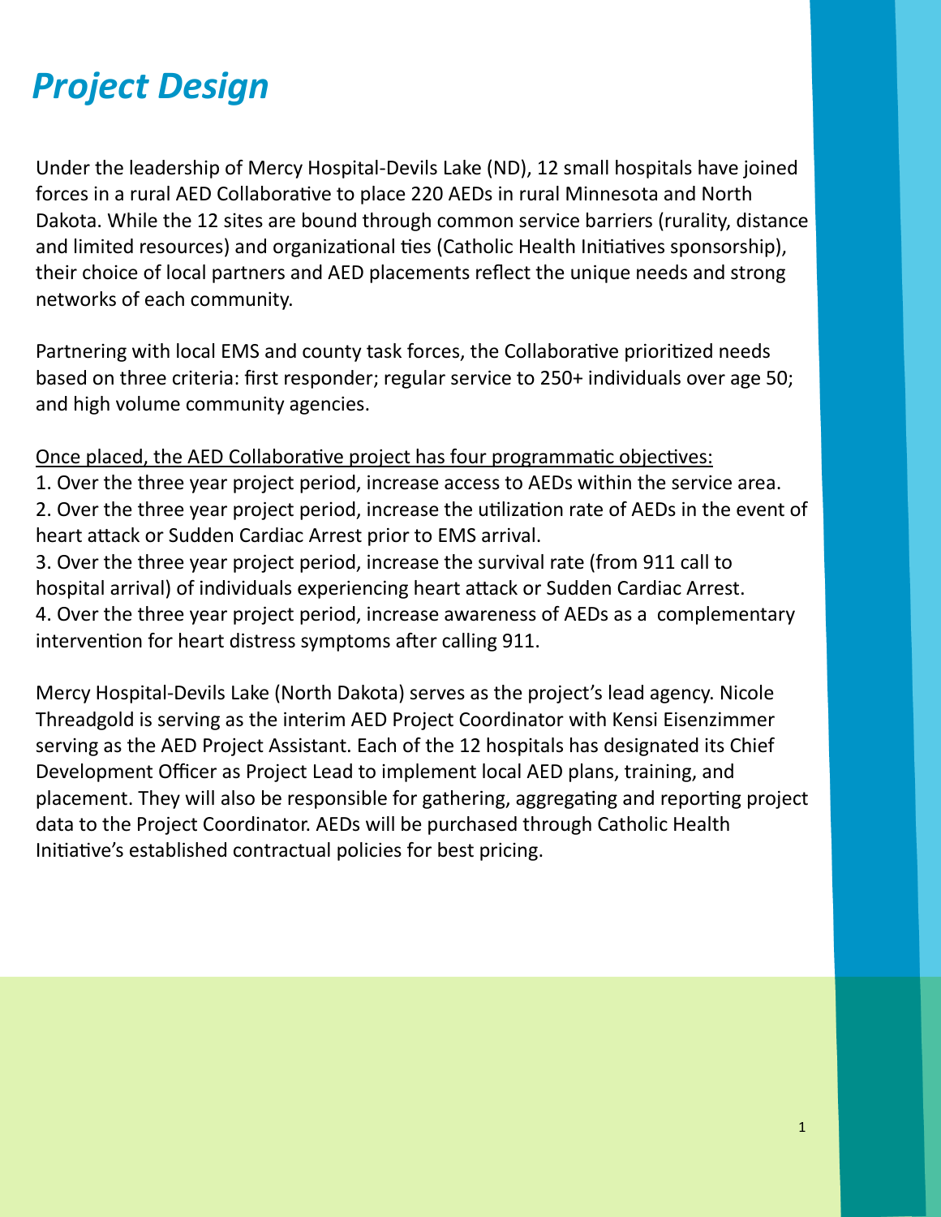# *Project Design*

Under the leadership of Mercy Hospital-Devils Lake (ND), 12 small hospitals have joined forces in a rural AED Collaborative to place 220 AEDs in rural Minnesota and North Dakota. While the 12 sites are bound through common service barriers (rurality, distance and limited resources) and organizational ties (Catholic Health Initiatives sponsorship), their choice of local partners and AED placements reflect the unique needs and strong networks of each community.

Partnering with local EMS and county task forces, the Collaborative prioritized needs based on three criteria: first responder; regular service to 250+ individuals over age 50; and high volume community agencies.

<u>Once placed, the AED Collaborative project has four programmatic objectives:</u>

1. Over the three year project period, increase access to AEDs within the service area.
2. Over the three year project period, increase the utilization rate of AEDs in the event of heart attack or Sudden Cardiac Arrest prior to EMS arrival.
3. Over the three year project period, increase the survival rate (from 911 call to hospital arrival) of individuals experiencing heart attack or Sudden Cardiac Arrest.
4. Over the three year project period, increase awareness of AEDs as a complementary intervention for heart distress symptoms after calling 911.

Mercy Hospital-Devils Lake (North Dakota) serves as the project's lead agency. Nicole Threadgold is serving as the interim AED Project Coordinator with Kensi Eisenzimmer serving as the AED Project Assistant. Each of the 12 hospitals has designated its Chief Development Officer as Project Lead to implement local AED plans, training, and placement. They will also be responsible for gathering, aggregating and reporting project data to the Project Coordinator. AEDs will be purchased through Catholic Health Initiative's established contractual policies for best pricing.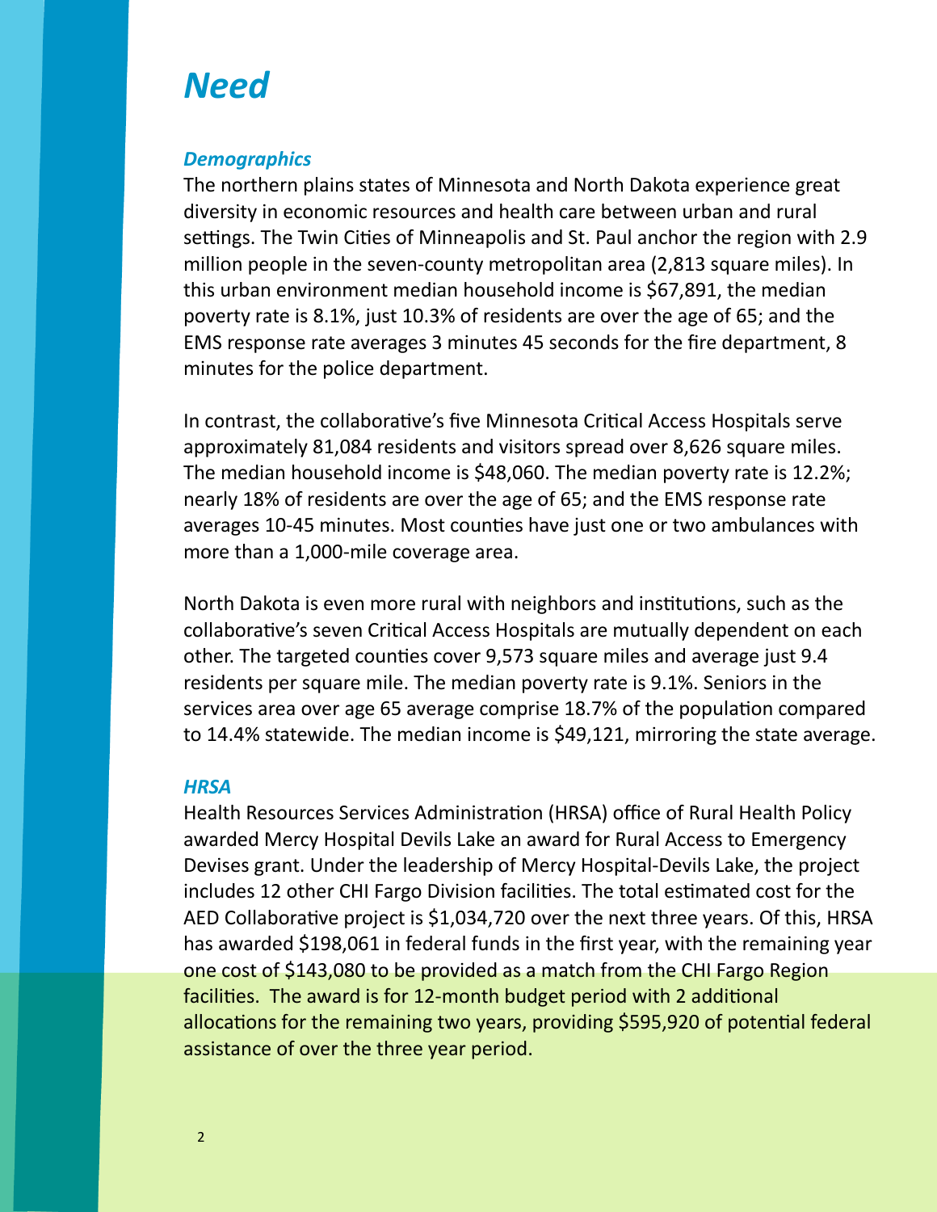# *Need*

### *Demographics*

The northern plains states of Minnesota and North Dakota experience great diversity in economic resources and health care between urban and rural settings. The Twin Cities of Minneapolis and St. Paul anchor the region with 2.9 million people in the seven-county metropolitan area (2,813 square miles). In this urban environment median household income is $67,891, the median poverty rate is 8.1%, just 10.3% of residents are over the age of 65; and the EMS response rate averages 3 minutes 45 seconds for the fire department, 8 minutes for the police department.

In contrast, the collaborative's five Minnesota Critical Access Hospitals serve approximately 81,084 residents and visitors spread over 8,626 square miles. The median household income is $48,060. The median poverty rate is 12.2%; nearly 18% of residents are over the age of 65; and the EMS response rate averages 10-45 minutes. Most counties have just one or two ambulances with more than a 1,000-mile coverage area.

North Dakota is even more rural with neighbors and institutions, such as the collaborative's seven Critical Access Hospitals are mutually dependent on each other. The targeted counties cover 9,573 square miles and average just 9.4 residents per square mile. The median poverty rate is 9.1%. Seniors in the services area over age 65 average comprise 18.7% of the population compared to 14.4% statewide. The median income is $49,121, mirroring the state average.

### *HRSA*

Health Resources Services Administration (HRSA) office of Rural Health Policy awarded Mercy Hospital Devils Lake an award for Rural Access to Emergency Devises grant. Under the leadership of Mercy Hospital-Devils Lake, the project includes 12 other CHI Fargo Division facilities. The total estimated cost for the AED Collaborative project is $1,034,720 over the next three years. Of this, HRSA has awarded $198,061 in federal funds in the first year, with the remaining year one cost of $143,080 to be provided as a match from the CHI Fargo Region facilities. The award is for 12-month budget period with 2 additional allocations for the remaining two years, providing $595,920 of potential federal assistance of over the three year period.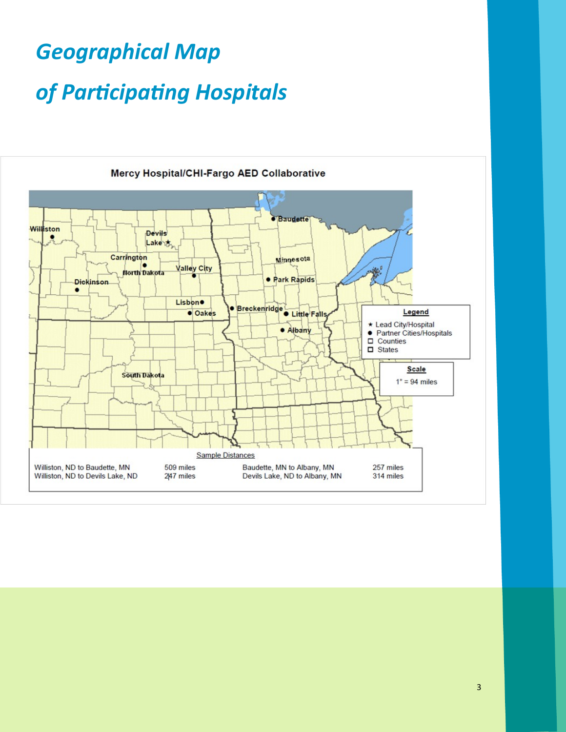# Geographical Map of Participating Hospitals

**Mercy Hospital/CHI-Fargo AED Collaborative**

Williston, Devils Lake, Carrington, North Dakota, Valley City, Dickinson, Lisbon, Oakes, Baudette, Minnesota, Park Rapids, Breckenridge, Little Falls, Albany, South Dakota

**Legend**

- ★ Lead City/Hospital
- ● Partner Cities/Hospitals
- ☐ Counties
- ☐ States

**Scale**

1" = 94 miles

Sample Distances

| | | | |
|---|---|---|---|
| Williston, ND to Baudette, MN | 509 miles | Baudette, MN to Albany, MN | 257 miles |
| Williston, ND to Devils Lake, ND | 247 miles | Devils Lake, ND to Albany, MN | 314 miles |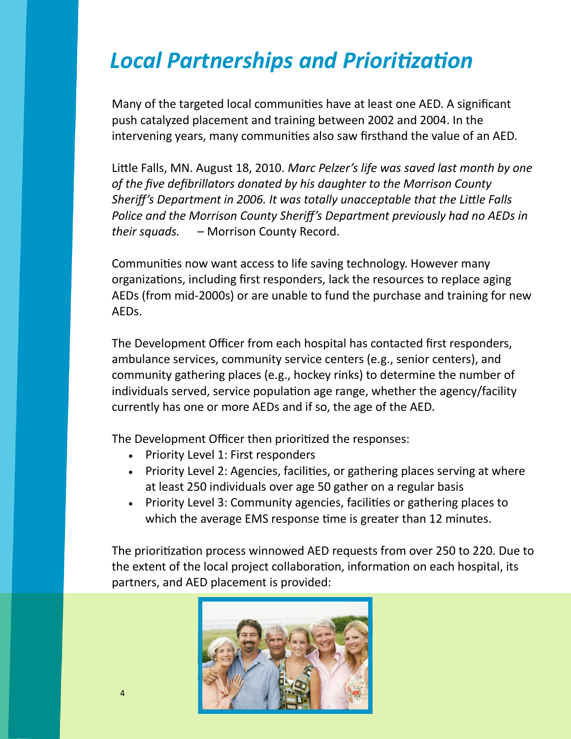# *Local Partnerships and Prioritization*

Many of the targeted local communities have at least one AED. A significant push catalyzed placement and training between 2002 and 2004. In the intervening years, many communities also saw firsthand the value of an AED.

Little Falls, MN. August 18, 2010. *Marc Pelzer's life was saved last month by one of the five defibrillators donated by his daughter to the Morrison County Sheriff's Department in 2006. It was totally unacceptable that the Little Falls Police and the Morrison County Sheriff's Department previously had no AEDs in their squads.* – Morrison County Record.

Communities now want access to life saving technology. However many organizations, including first responders, lack the resources to replace aging AEDs (from mid-2000s) or are unable to fund the purchase and training for new AEDs.

The Development Officer from each hospital has contacted first responders, ambulance services, community service centers (e.g., senior centers), and community gathering places (e.g., hockey rinks) to determine the number of individuals served, service population age range, whether the agency/facility currently has one or more AEDs and if so, the age of the AED.

The Development Officer then prioritized the responses:

- Priority Level 1: First responders
- Priority Level 2: Agencies, facilities, or gathering places serving at where at least 250 individuals over age 50 gather on a regular basis
- Priority Level 3: Community agencies, facilities or gathering places to which the average EMS response time is greater than 12 minutes.

The prioritization process winnowed AED requests from over 250 to 220. Due to the extent of the local project collaboration, information on each hospital, its partners, and AED placement is provided: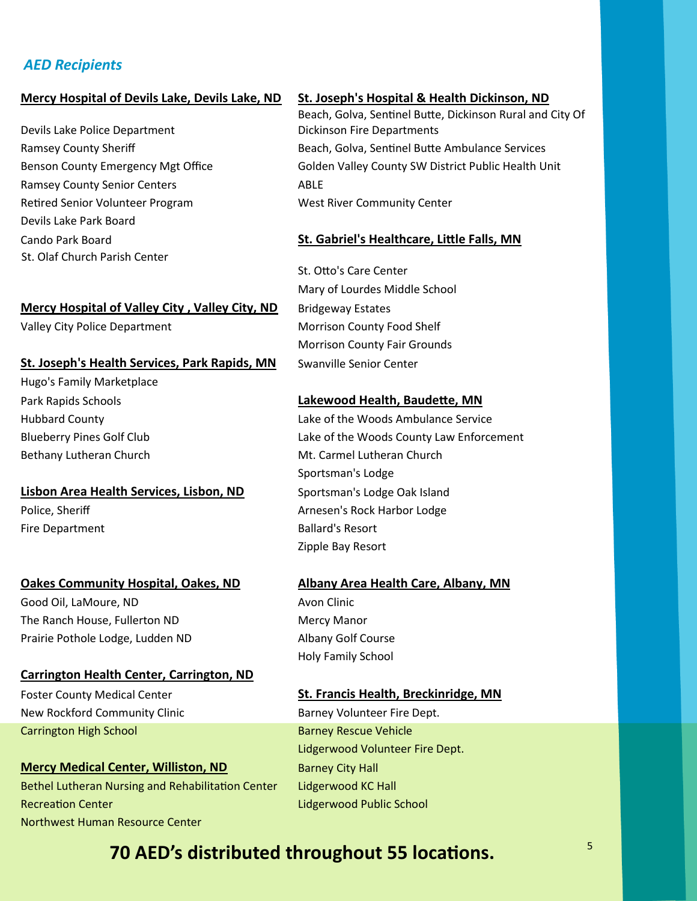## *AED Recipients*

**Mercy Hospital of Devils Lake, Devils Lake, ND**

Devils Lake Police Department
Ramsey County Sheriff
Benson County Emergency Mgt Office
Ramsey County Senior Centers
Retired Senior Volunteer Program
Devils Lake Park Board
Cando Park Board
St. Olaf Church Parish Center

**Mercy Hospital of Valley City , Valley City, ND**

Valley City Police Department

**St. Joseph's Health Services, Park Rapids, MN**

Hugo's Family Marketplace
Park Rapids Schools
Hubbard County
Blueberry Pines Golf Club
Bethany Lutheran Church

**Lisbon Area Health Services, Lisbon, ND**

Police, Sheriff
Fire Department

**Oakes Community Hospital, Oakes, ND**

Good Oil, LaMoure, ND
The Ranch House, Fullerton ND
Prairie Pothole Lodge, Ludden ND

**Carrington Health Center, Carrington, ND**

Foster County Medical Center
New Rockford Community Clinic
Carrington High School

**Mercy Medical Center, Williston, ND**

Bethel Lutheran Nursing and Rehabilitation Center
Recreation Center
Northwest Human Resource Center

**St. Joseph's Hospital & Health Dickinson, ND**

Beach, Golva, Sentinel Butte, Dickinson Rural and City Of Dickinson Fire Departments
Beach, Golva, Sentinel Butte Ambulance Services
Golden Valley County SW District Public Health Unit
ABLE
West River Community Center

**St. Gabriel's Healthcare, Little Falls, MN**

St. Otto's Care Center
Mary of Lourdes Middle School
Bridgeway Estates
Morrison County Food Shelf
Morrison County Fair Grounds
Swanville Senior Center

**Lakewood Health, Baudette, MN**

Lake of the Woods Ambulance Service
Lake of the Woods County Law Enforcement
Mt. Carmel Lutheran Church
Sportsman's Lodge
Sportsman's Lodge Oak Island
Arnesen's Rock Harbor Lodge
Ballard's Resort
Zipple Bay Resort

**Albany Area Health Care, Albany, MN**

Avon Clinic
Mercy Manor
Albany Golf Course
Holy Family School

**St. Francis Health, Breckinridge, MN**

Barney Volunteer Fire Dept.
Barney Rescue Vehicle
Lidgerwood Volunteer Fire Dept.
Barney City Hall
Lidgerwood KC Hall
Lidgerwood Public School

**70 AED's distributed throughout 55 locations.**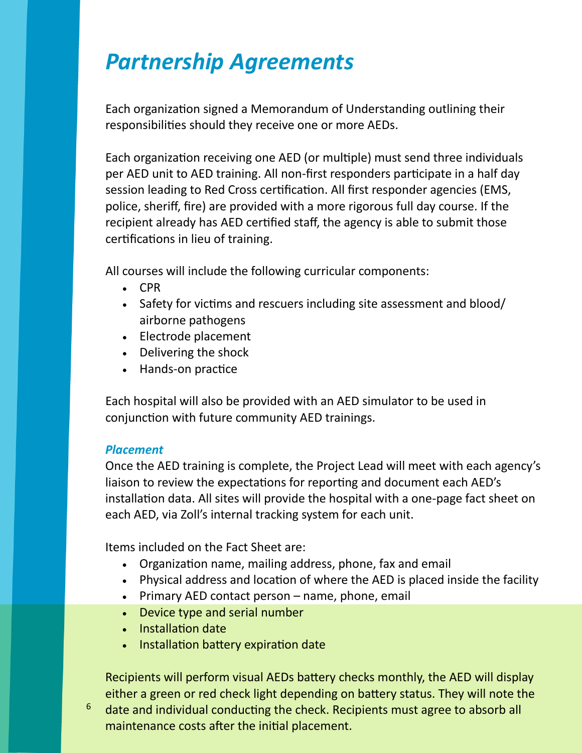# *Partnership Agreements*

Each organization signed a Memorandum of Understanding outlining their responsibilities should they receive one or more AEDs.

Each organization receiving one AED (or multiple) must send three individuals per AED unit to AED training. All non-first responders participate in a half day session leading to Red Cross certification. All first responder agencies (EMS, police, sheriff, fire) are provided with a more rigorous full day course. If the recipient already has AED certified staff, the agency is able to submit those certifications in lieu of training.

All courses will include the following curricular components:

- CPR
- Safety for victims and rescuers including site assessment and blood/airborne pathogens
- Electrode placement
- Delivering the shock
- Hands-on practice

Each hospital will also be provided with an AED simulator to be used in conjunction with future community AED trainings.

### *Placement*

Once the AED training is complete, the Project Lead will meet with each agency's liaison to review the expectations for reporting and document each AED's installation data. All sites will provide the hospital with a one-page fact sheet on each AED, via Zoll's internal tracking system for each unit.

Items included on the Fact Sheet are:

- Organization name, mailing address, phone, fax and email
- Physical address and location of where the AED is placed inside the facility
- Primary AED contact person – name, phone, email
- Device type and serial number
- Installation date
- Installation battery expiration date

Recipients will perform visual AEDs battery checks monthly, the AED will display either a green or red check light depending on battery status. They will note the date and individual conducting the check. Recipients must agree to absorb all maintenance costs after the initial placement.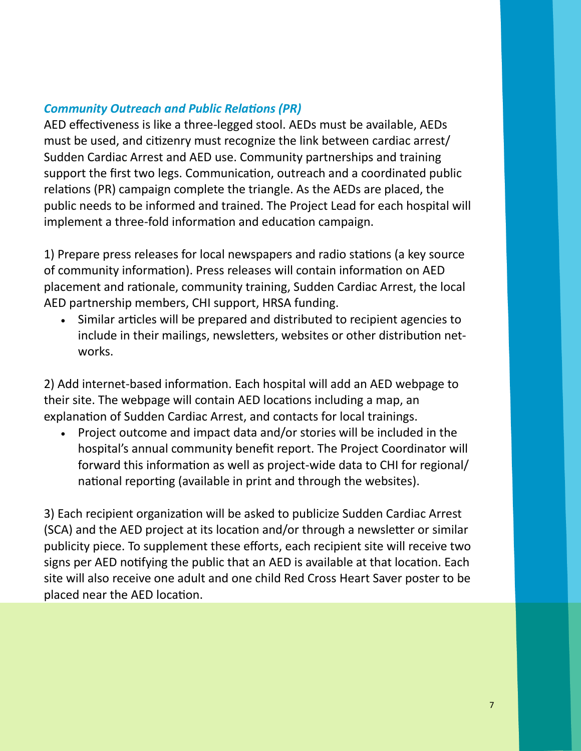### *Community Outreach and Public Relations (PR)*

AED effectiveness is like a three-legged stool. AEDs must be available, AEDs must be used, and citizenry must recognize the link between cardiac arrest/ Sudden Cardiac Arrest and AED use. Community partnerships and training support the first two legs. Communication, outreach and a coordinated public relations (PR) campaign complete the triangle. As the AEDs are placed, the public needs to be informed and trained. The Project Lead for each hospital will implement a three-fold information and education campaign.

1) Prepare press releases for local newspapers and radio stations (a key source of community information). Press releases will contain information on AED placement and rationale, community training, Sudden Cardiac Arrest, the local AED partnership members, CHI support, HRSA funding.

- Similar articles will be prepared and distributed to recipient agencies to include in their mailings, newsletters, websites or other distribution networks.

2) Add internet-based information. Each hospital will add an AED webpage to their site. The webpage will contain AED locations including a map, an explanation of Sudden Cardiac Arrest, and contacts for local trainings.

- Project outcome and impact data and/or stories will be included in the hospital's annual community benefit report. The Project Coordinator will forward this information as well as project-wide data to CHI for regional/ national reporting (available in print and through the websites).

3) Each recipient organization will be asked to publicize Sudden Cardiac Arrest (SCA) and the AED project at its location and/or through a newsletter or similar publicity piece. To supplement these efforts, each recipient site will receive two signs per AED notifying the public that an AED is available at that location. Each site will also receive one adult and one child Red Cross Heart Saver poster to be placed near the AED location.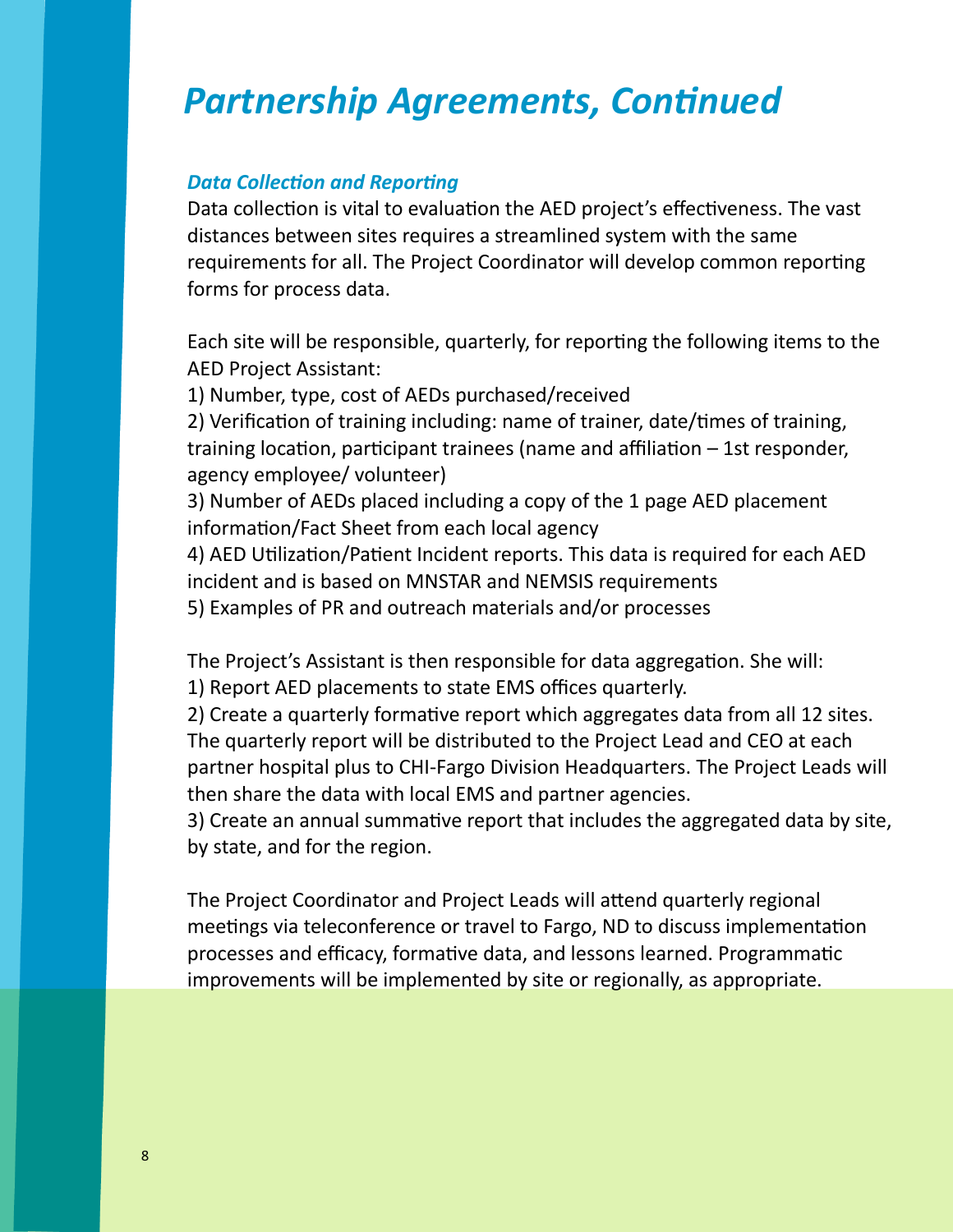# *Partnership Agreements, Continued*

### *Data Collection and Reporting*

Data collection is vital to evaluation the AED project's effectiveness. The vast distances between sites requires a streamlined system with the same requirements for all. The Project Coordinator will develop common reporting forms for process data.

Each site will be responsible, quarterly, for reporting the following items to the AED Project Assistant:

1) Number, type, cost of AEDs purchased/received
2) Verification of training including: name of trainer, date/times of training, training location, participant trainees (name and affiliation – 1st responder, agency employee/ volunteer)
3) Number of AEDs placed including a copy of the 1 page AED placement information/Fact Sheet from each local agency
4) AED Utilization/Patient Incident reports. This data is required for each AED incident and is based on MNSTAR and NEMSIS requirements
5) Examples of PR and outreach materials and/or processes

The Project's Assistant is then responsible for data aggregation. She will:

1) Report AED placements to state EMS offices quarterly.
2) Create a quarterly formative report which aggregates data from all 12 sites. The quarterly report will be distributed to the Project Lead and CEO at each partner hospital plus to CHI-Fargo Division Headquarters. The Project Leads will then share the data with local EMS and partner agencies.
3) Create an annual summative report that includes the aggregated data by site, by state, and for the region.

The Project Coordinator and Project Leads will attend quarterly regional meetings via teleconference or travel to Fargo, ND to discuss implementation processes and efficacy, formative data, and lessons learned. Programmatic improvements will be implemented by site or regionally, as appropriate.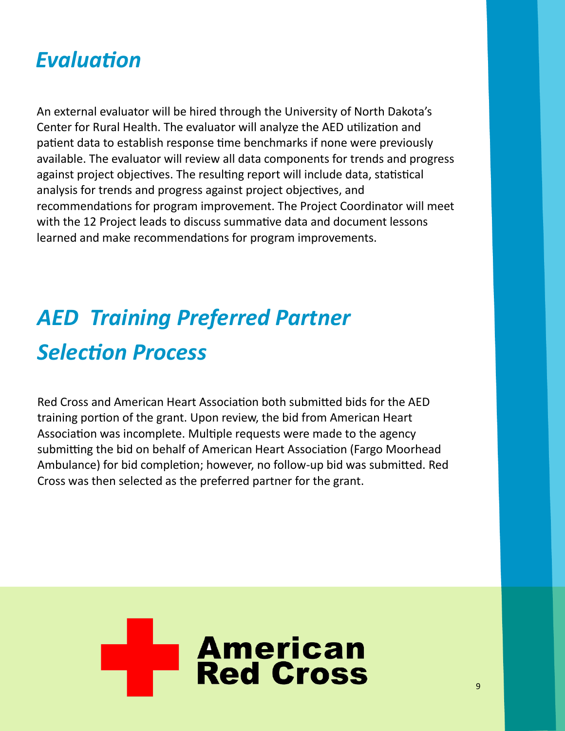## *Evaluation*

An external evaluator will be hired through the University of North Dakota's Center for Rural Health. The evaluator will analyze the AED utilization and patient data to establish response time benchmarks if none were previously available. The evaluator will review all data components for trends and progress against project objectives. The resulting report will include data, statistical analysis for trends and progress against project objectives, and recommendations for program improvement. The Project Coordinator will meet with the 12 Project leads to discuss summative data and document lessons learned and make recommendations for program improvements.

## *AED Training Preferred Partner Selection Process*

Red Cross and American Heart Association both submitted bids for the AED training portion of the grant. Upon review, the bid from American Heart Association was incomplete. Multiple requests were made to the agency submitting the bid on behalf of American Heart Association (Fargo Moorhead Ambulance) for bid completion; however, no follow-up bid was submitted. Red Cross was then selected as the preferred partner for the grant.

American Red Cross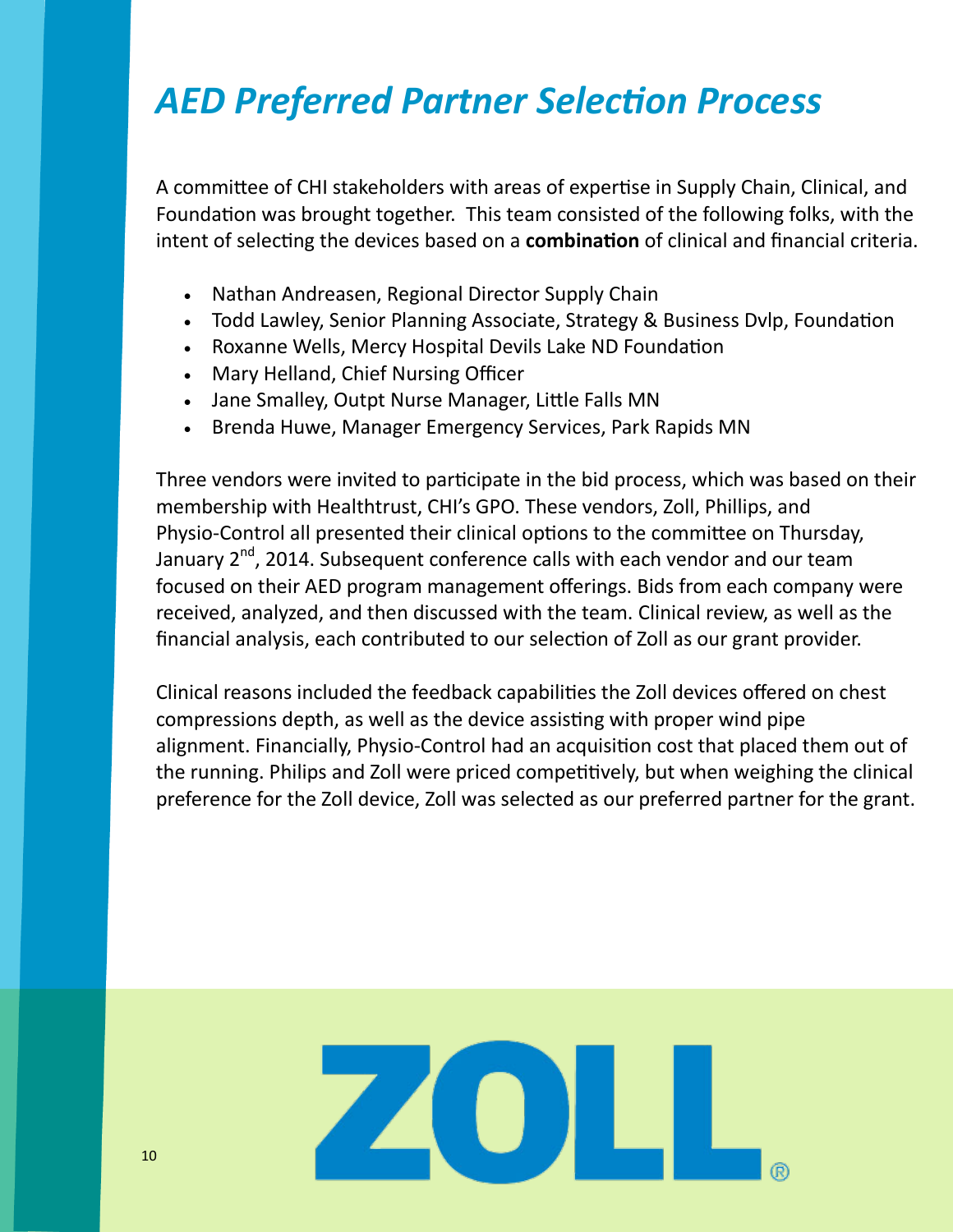# *AED Preferred Partner Selection Process*

A committee of CHI stakeholders with areas of expertise in Supply Chain, Clinical, and Foundation was brought together. This team consisted of the following folks, with the intent of selecting the devices based on a **combination** of clinical and financial criteria.

- Nathan Andreasen, Regional Director Supply Chain
- Todd Lawley, Senior Planning Associate, Strategy & Business Dvlp, Foundation
- Roxanne Wells, Mercy Hospital Devils Lake ND Foundation
- Mary Helland, Chief Nursing Officer
- Jane Smalley, Outpt Nurse Manager, Little Falls MN
- Brenda Huwe, Manager Emergency Services, Park Rapids MN

Three vendors were invited to participate in the bid process, which was based on their membership with Healthtrust, CHI's GPO. These vendors, Zoll, Phillips, and Physio-Control all presented their clinical options to the committee on Thursday, January 2nd, 2014. Subsequent conference calls with each vendor and our team focused on their AED program management offerings. Bids from each company were received, analyzed, and then discussed with the team. Clinical review, as well as the financial analysis, each contributed to our selection of Zoll as our grant provider.

Clinical reasons included the feedback capabilities the Zoll devices offered on chest compressions depth, as well as the device assisting with proper wind pipe alignment. Financially, Physio-Control had an acquisition cost that placed them out of the running. Philips and Zoll were priced competitively, but when weighing the clinical preference for the Zoll device, Zoll was selected as our preferred partner for the grant.

ZOLL®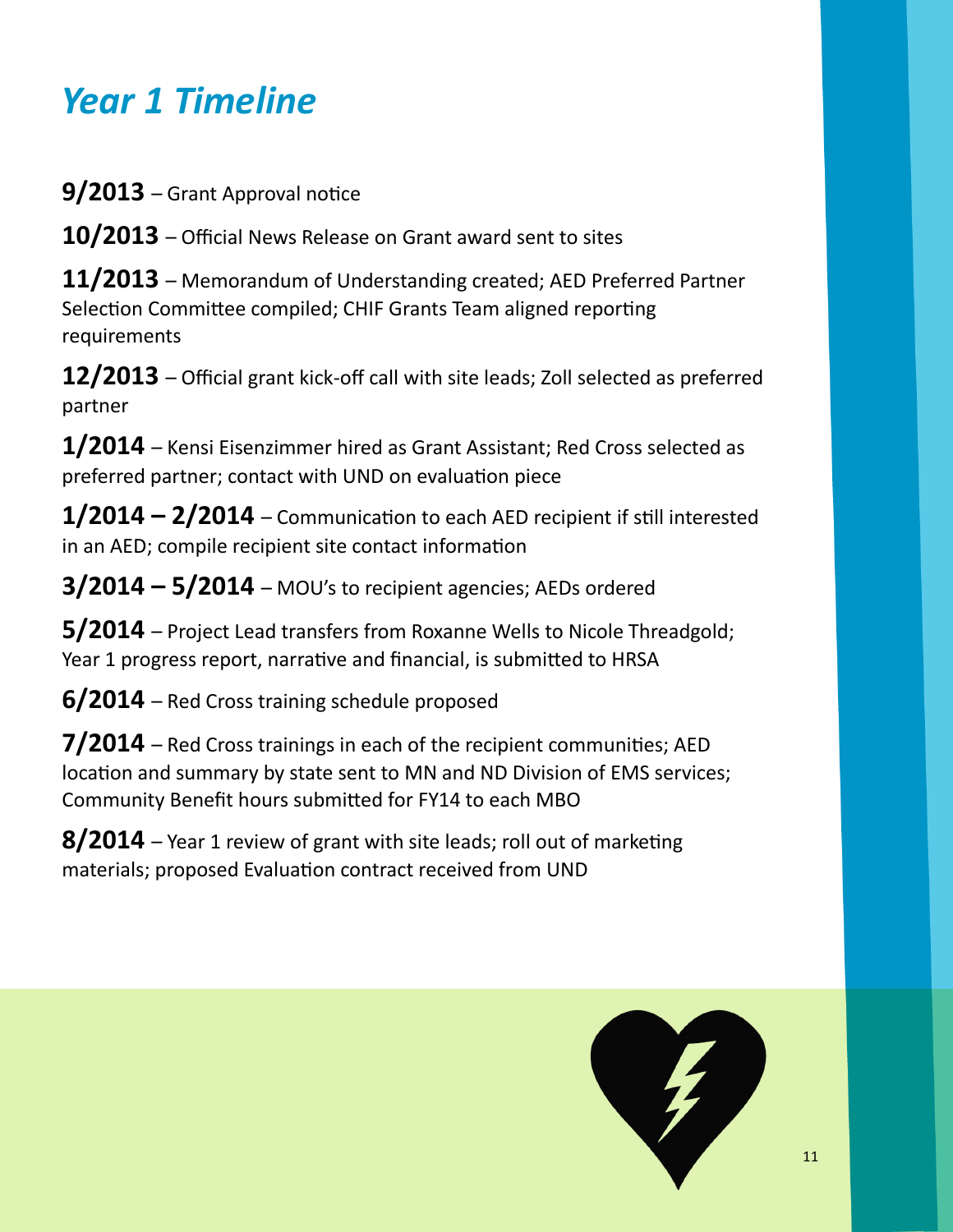# *Year 1 Timeline*

**9/2013** – Grant Approval notice

**10/2013** – Official News Release on Grant award sent to sites

**11/2013** – Memorandum of Understanding created; AED Preferred Partner Selection Committee compiled; CHIF Grants Team aligned reporting requirements

**12/2013** – Official grant kick-off call with site leads; Zoll selected as preferred partner

**1/2014** – Kensi Eisenzimmer hired as Grant Assistant; Red Cross selected as preferred partner; contact with UND on evaluation piece

**1/2014 – 2/2014** – Communication to each AED recipient if still interested in an AED; compile recipient site contact information

**3/2014 – 5/2014** – MOU's to recipient agencies; AEDs ordered

**5/2014** – Project Lead transfers from Roxanne Wells to Nicole Threadgold; Year 1 progress report, narrative and financial, is submitted to HRSA

**6/2014** – Red Cross training schedule proposed

**7/2014** – Red Cross trainings in each of the recipient communities; AED location and summary by state sent to MN and ND Division of EMS services; Community Benefit hours submitted for FY14 to each MBO

**8/2014** – Year 1 review of grant with site leads; roll out of marketing materials; proposed Evaluation contract received from UND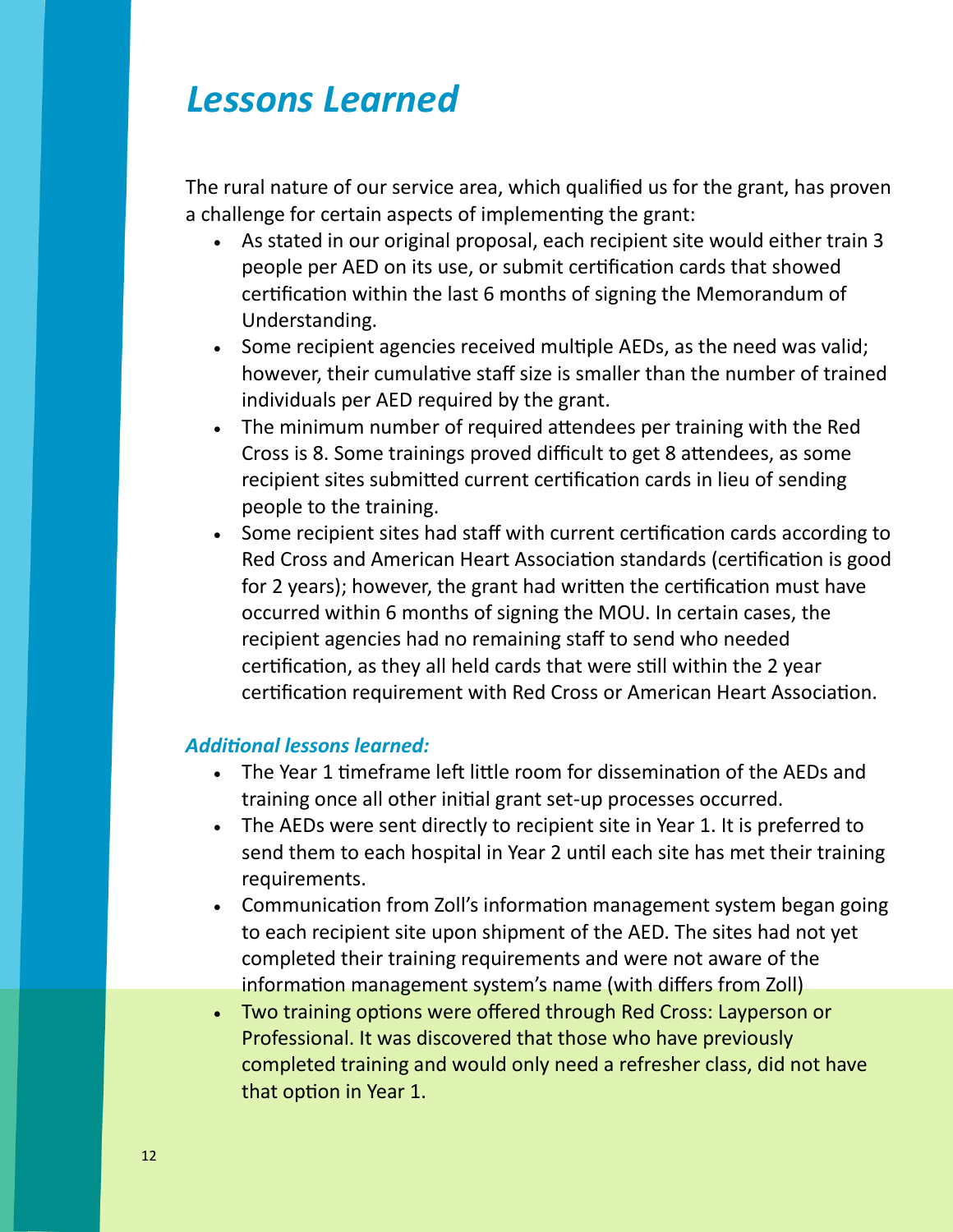# *Lessons Learned*

The rural nature of our service area, which qualified us for the grant, has proven a challenge for certain aspects of implementing the grant:

- As stated in our original proposal, each recipient site would either train 3 people per AED on its use, or submit certification cards that showed certification within the last 6 months of signing the Memorandum of Understanding.
- Some recipient agencies received multiple AEDs, as the need was valid; however, their cumulative staff size is smaller than the number of trained individuals per AED required by the grant.
- The minimum number of required attendees per training with the Red Cross is 8. Some trainings proved difficult to get 8 attendees, as some recipient sites submitted current certification cards in lieu of sending people to the training.
- Some recipient sites had staff with current certification cards according to Red Cross and American Heart Association standards (certification is good for 2 years); however, the grant had written the certification must have occurred within 6 months of signing the MOU. In certain cases, the recipient agencies had no remaining staff to send who needed certification, as they all held cards that were still within the 2 year certification requirement with Red Cross or American Heart Association.

***Additional lessons learned:***

- The Year 1 timeframe left little room for dissemination of the AEDs and training once all other initial grant set-up processes occurred.
- The AEDs were sent directly to recipient site in Year 1. It is preferred to send them to each hospital in Year 2 until each site has met their training requirements.
- Communication from Zoll's information management system began going to each recipient site upon shipment of the AED. The sites had not yet completed their training requirements and were not aware of the information management system's name (with differs from Zoll)
- Two training options were offered through Red Cross: Layperson or Professional. It was discovered that those who have previously completed training and would only need a refresher class, did not have that option in Year 1.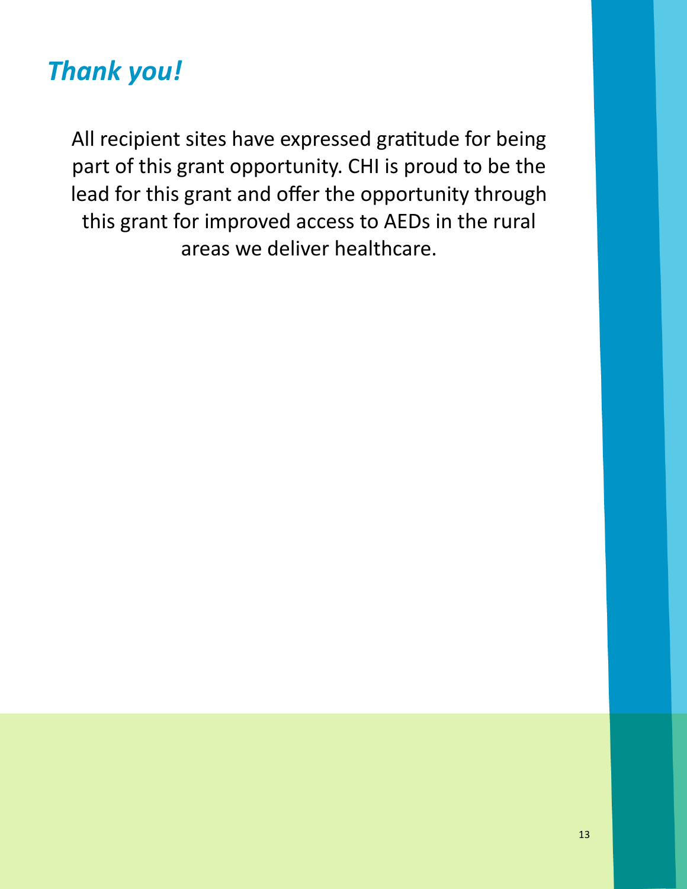## *Thank you!*

All recipient sites have expressed gratitude for being part of this grant opportunity. CHI is proud to be the lead for this grant and offer the opportunity through this grant for improved access to AEDs in the rural areas we deliver healthcare.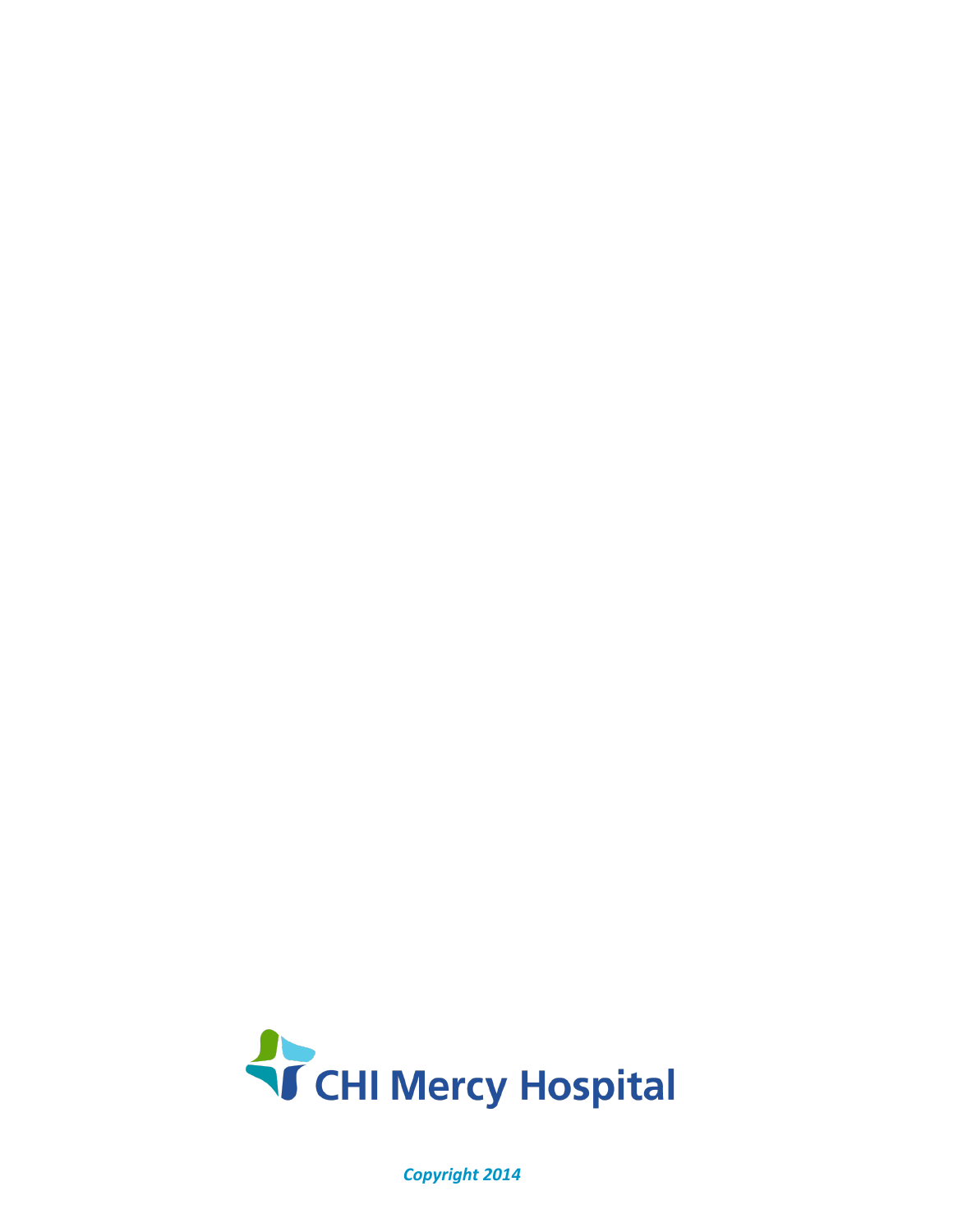CHI Mercy Hospital

*Copyright 2014*